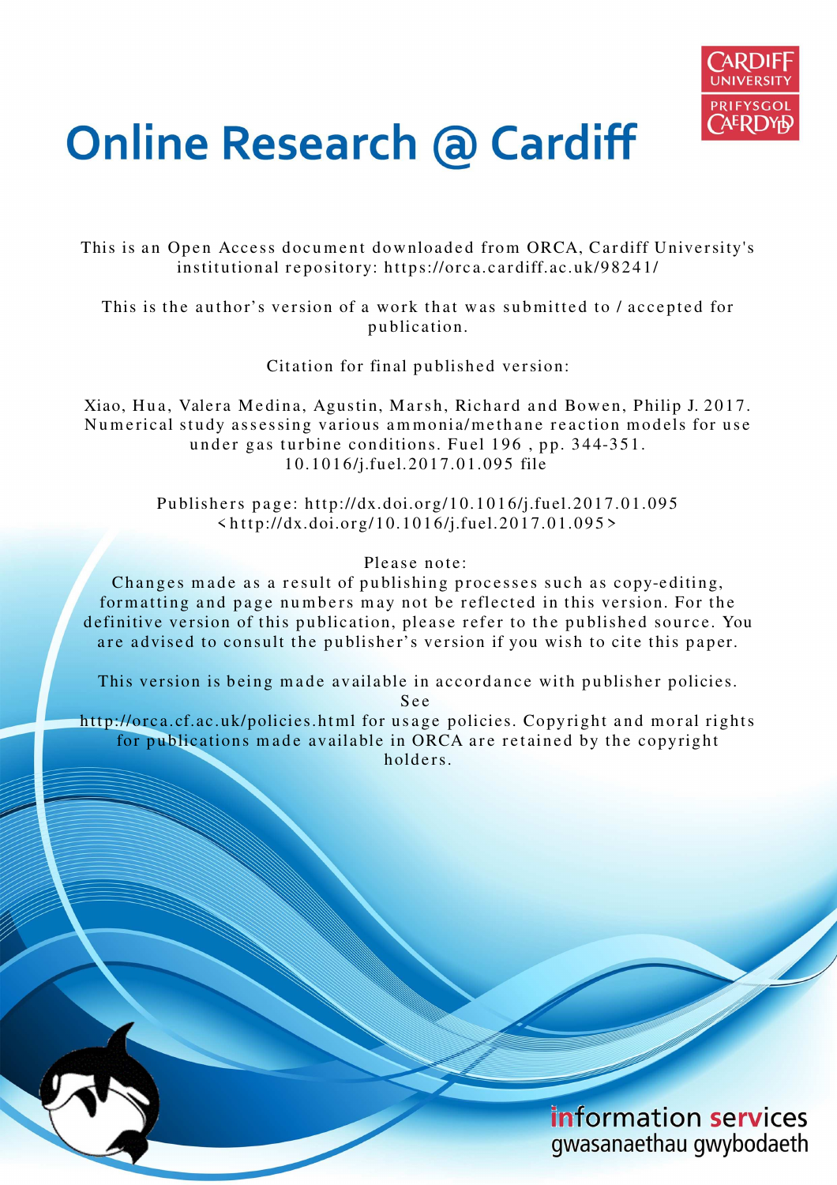# Online Research @ Cardiff

This is an Open Access document downloaded from ORCA, Cardiff University's institutional repository: https://orca.cardiff.ac.uk/98241/

This is the author's version of a work that was submitted to / accepted for publication.

Citation for final published version:

Xiao, Hua, Valera Medina, Agustin, Marsh, Richard and Bowen, Philip J. 2017. Numerical study assessing various ammonia/methane reaction models for use under gas turbine conditions. Fuel 196 , pp. 344-351. 10.1016/j.fuel.2017.01.095 file

Publishers page: http://dx.doi.org/10.1016/j.fuel.2017.01.095 <http://dx.doi.org/10.1016/j.fuel.2017.01.095>

Please note:
Changes made as a result of publishing processes such as copy-editing, formatting and page numbers may not be reflected in this version. For the definitive version of this publication, please refer to the published source. You are advised to consult the publisher's version if you wish to cite this paper.

This version is being made available in accordance with publisher policies. See
http://orca.cf.ac.uk/policies.html for usage policies. Copyright and moral rights for publications made available in ORCA are retained by the copyright holders.

information services
gwasanaethau gwybodaeth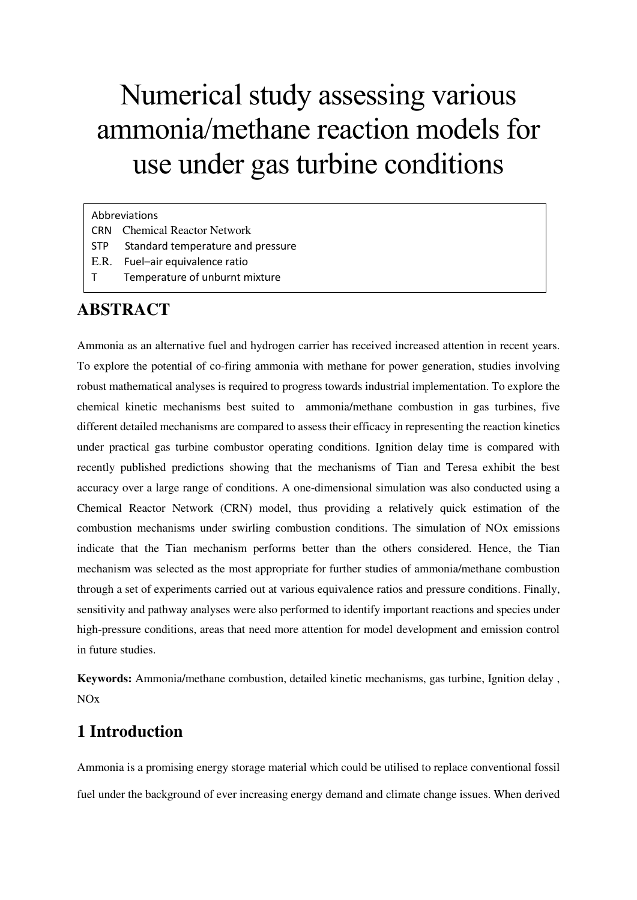# Numerical study assessing various ammonia/methane reaction models for use under gas turbine conditions

Abbreviations

- CRN  Chemical Reactor Network
- STP  Standard temperature and pressure
- E.R.  Fuel–air equivalence ratio
- T  Temperature of unburnt mixture

## ABSTRACT

Ammonia as an alternative fuel and hydrogen carrier has received increased attention in recent years. To explore the potential of co-firing ammonia with methane for power generation, studies involving robust mathematical analyses is required to progress towards industrial implementation. To explore the chemical kinetic mechanisms best suited to ammonia/methane combustion in gas turbines, five different detailed mechanisms are compared to assess their efficacy in representing the reaction kinetics under practical gas turbine combustor operating conditions. Ignition delay time is compared with recently published predictions showing that the mechanisms of Tian and Teresa exhibit the best accuracy over a large range of conditions. A one-dimensional simulation was also conducted using a Chemical Reactor Network (CRN) model, thus providing a relatively quick estimation of the combustion mechanisms under swirling combustion conditions. The simulation of NOx emissions indicate that the Tian mechanism performs better than the others considered. Hence, the Tian mechanism was selected as the most appropriate for further studies of ammonia/methane combustion through a set of experiments carried out at various equivalence ratios and pressure conditions. Finally, sensitivity and pathway analyses were also performed to identify important reactions and species under high-pressure conditions, areas that need more attention for model development and emission control in future studies.

**Keywords:** Ammonia/methane combustion, detailed kinetic mechanisms, gas turbine, Ignition delay , NOx

## 1 Introduction

Ammonia is a promising energy storage material which could be utilised to replace conventional fossil fuel under the background of ever increasing energy demand and climate change issues. When derived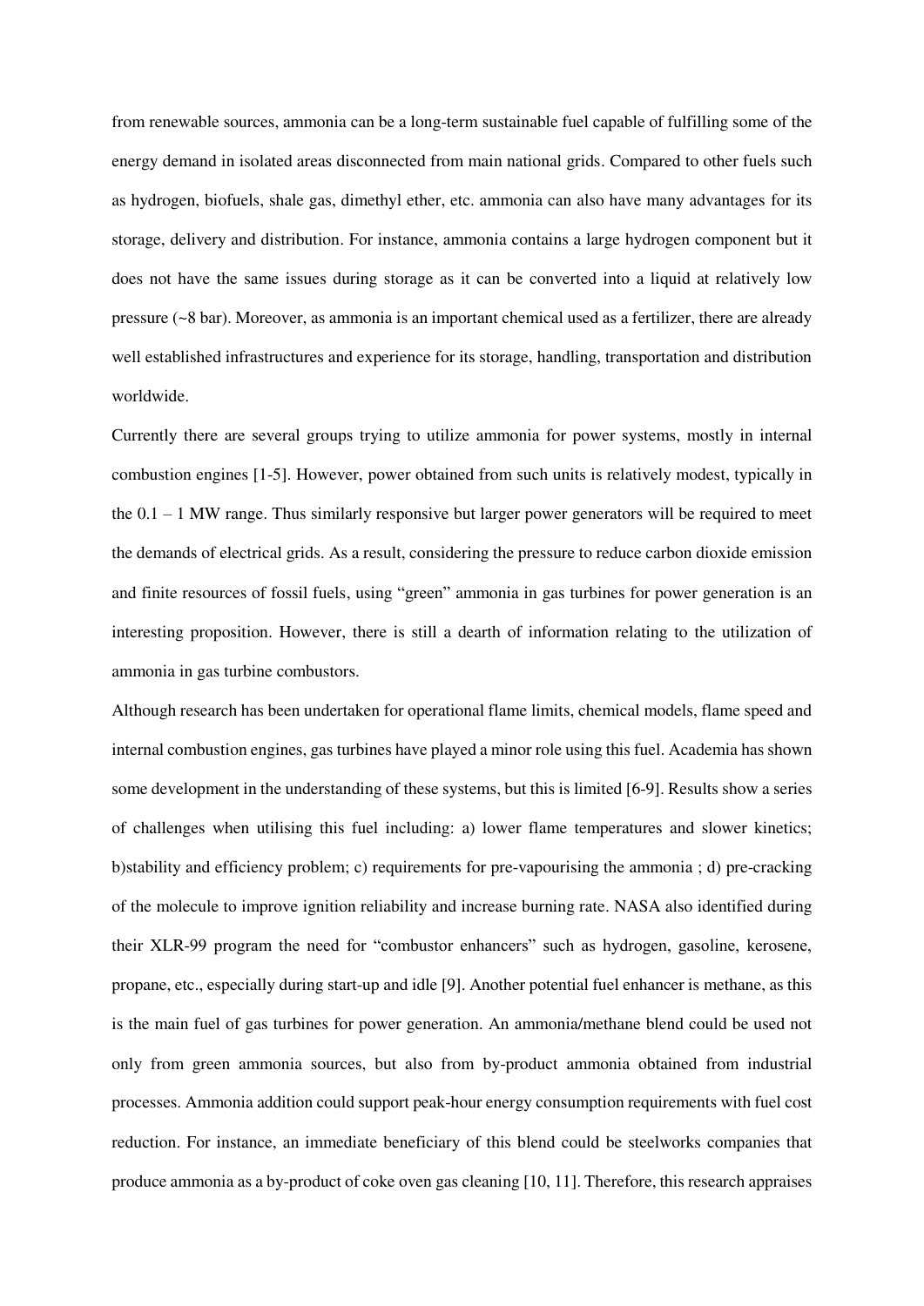from renewable sources, ammonia can be a long-term sustainable fuel capable of fulfilling some of the energy demand in isolated areas disconnected from main national grids. Compared to other fuels such as hydrogen, biofuels, shale gas, dimethyl ether, etc. ammonia can also have many advantages for its storage, delivery and distribution. For instance, ammonia contains a large hydrogen component but it does not have the same issues during storage as it can be converted into a liquid at relatively low pressure (~8 bar). Moreover, as ammonia is an important chemical used as a fertilizer, there are already well established infrastructures and experience for its storage, handling, transportation and distribution worldwide.

Currently there are several groups trying to utilize ammonia for power systems, mostly in internal combustion engines [1-5]. However, power obtained from such units is relatively modest, typically in the 0.1 – 1 MW range. Thus similarly responsive but larger power generators will be required to meet the demands of electrical grids. As a result, considering the pressure to reduce carbon dioxide emission and finite resources of fossil fuels, using "green" ammonia in gas turbines for power generation is an interesting proposition. However, there is still a dearth of information relating to the utilization of ammonia in gas turbine combustors.

Although research has been undertaken for operational flame limits, chemical models, flame speed and internal combustion engines, gas turbines have played a minor role using this fuel. Academia has shown some development in the understanding of these systems, but this is limited [6-9]. Results show a series of challenges when utilising this fuel including: a) lower flame temperatures and slower kinetics; b)stability and efficiency problem; c) requirements for pre-vapourising the ammonia ; d) pre-cracking of the molecule to improve ignition reliability and increase burning rate. NASA also identified during their XLR-99 program the need for "combustor enhancers" such as hydrogen, gasoline, kerosene, propane, etc., especially during start-up and idle [9]. Another potential fuel enhancer is methane, as this is the main fuel of gas turbines for power generation. An ammonia/methane blend could be used not only from green ammonia sources, but also from by-product ammonia obtained from industrial processes. Ammonia addition could support peak-hour energy consumption requirements with fuel cost reduction. For instance, an immediate beneficiary of this blend could be steelworks companies that produce ammonia as a by-product of coke oven gas cleaning [10, 11]. Therefore, this research appraises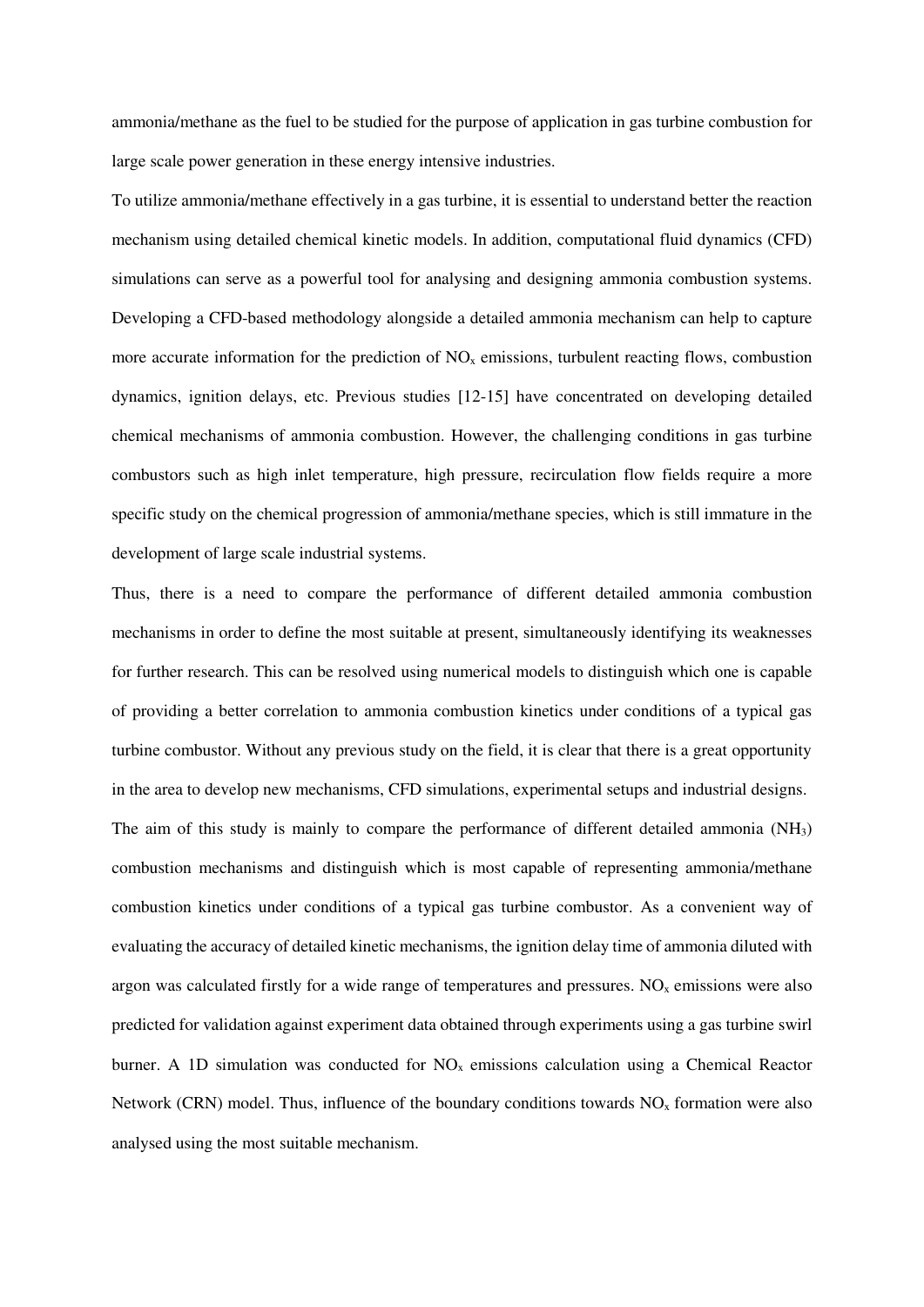ammonia/methane as the fuel to be studied for the purpose of application in gas turbine combustion for large scale power generation in these energy intensive industries.

To utilize ammonia/methane effectively in a gas turbine, it is essential to understand better the reaction mechanism using detailed chemical kinetic models. In addition, computational fluid dynamics (CFD) simulations can serve as a powerful tool for analysing and designing ammonia combustion systems. Developing a CFD-based methodology alongside a detailed ammonia mechanism can help to capture more accurate information for the prediction of $NO_x$ emissions, turbulent reacting flows, combustion dynamics, ignition delays, etc. Previous studies [12-15] have concentrated on developing detailed chemical mechanisms of ammonia combustion. However, the challenging conditions in gas turbine combustors such as high inlet temperature, high pressure, recirculation flow fields require a more specific study on the chemical progression of ammonia/methane species, which is still immature in the development of large scale industrial systems.

Thus, there is a need to compare the performance of different detailed ammonia combustion mechanisms in order to define the most suitable at present, simultaneously identifying its weaknesses for further research. This can be resolved using numerical models to distinguish which one is capable of providing a better correlation to ammonia combustion kinetics under conditions of a typical gas turbine combustor. Without any previous study on the field, it is clear that there is a great opportunity in the area to develop new mechanisms, CFD simulations, experimental setups and industrial designs.

The aim of this study is mainly to compare the performance of different detailed ammonia ($NH_3$) combustion mechanisms and distinguish which is most capable of representing ammonia/methane combustion kinetics under conditions of a typical gas turbine combustor. As a convenient way of evaluating the accuracy of detailed kinetic mechanisms, the ignition delay time of ammonia diluted with argon was calculated firstly for a wide range of temperatures and pressures. $NO_x$ emissions were also predicted for validation against experiment data obtained through experiments using a gas turbine swirl burner. A 1D simulation was conducted for $NO_x$ emissions calculation using a Chemical Reactor Network (CRN) model. Thus, influence of the boundary conditions towards $NO_x$ formation were also analysed using the most suitable mechanism.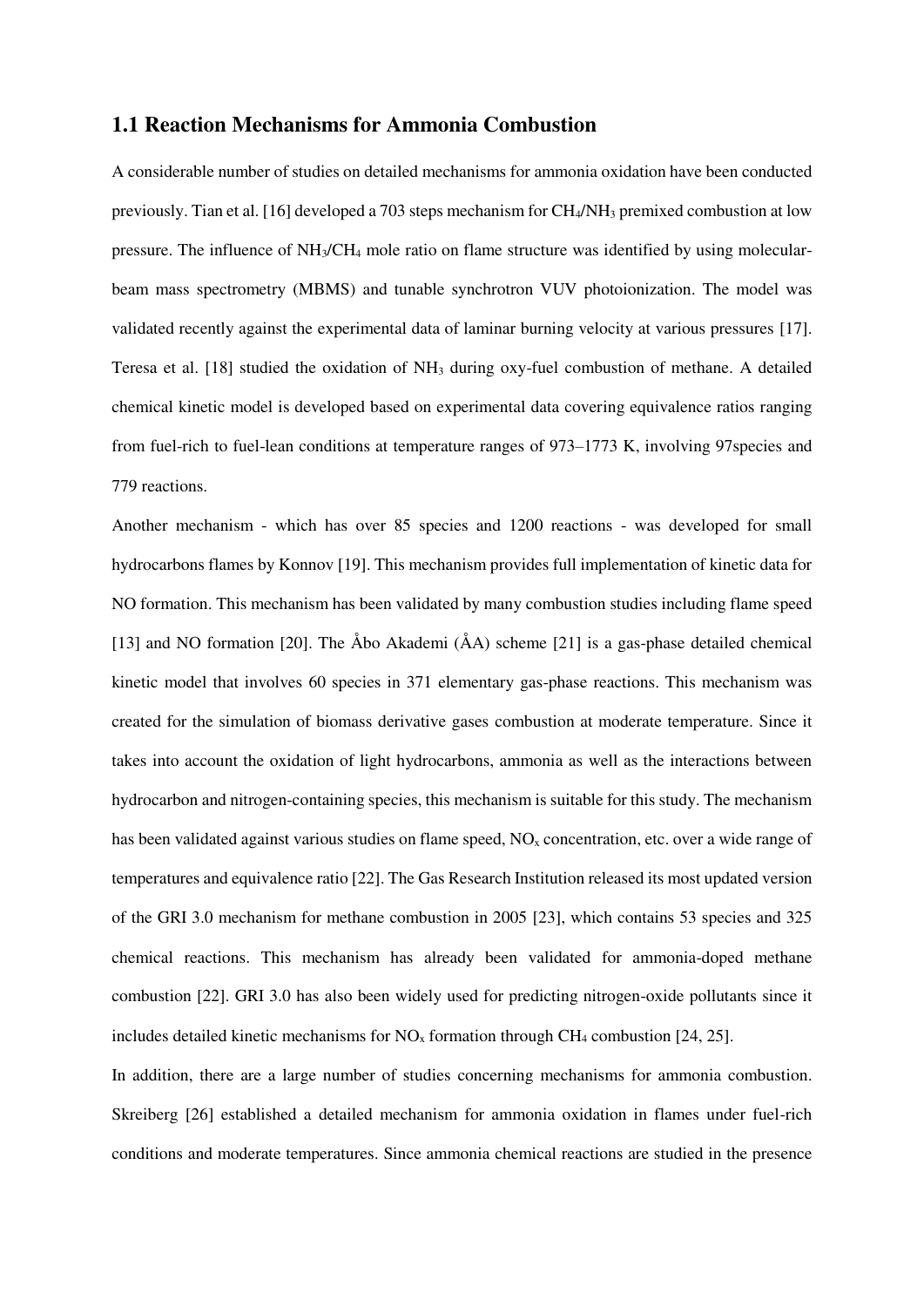## 1.1 Reaction Mechanisms for Ammonia Combustion

A considerable number of studies on detailed mechanisms for ammonia oxidation have been conducted previously. Tian et al. [16] developed a 703 steps mechanism for $CH_4/NH_3$ premixed combustion at low pressure. The influence of $NH_3/CH_4$ mole ratio on flame structure was identified by using molecular-beam mass spectrometry (MBMS) and tunable synchrotron VUV photoionization. The model was validated recently against the experimental data of laminar burning velocity at various pressures [17]. Teresa et al. [18] studied the oxidation of $NH_3$ during oxy-fuel combustion of methane. A detailed chemical kinetic model is developed based on experimental data covering equivalence ratios ranging from fuel-rich to fuel-lean conditions at temperature ranges of 973–1773 K, involving 97species and 779 reactions.

Another mechanism - which has over 85 species and 1200 reactions - was developed for small hydrocarbons flames by Konnov [19]. This mechanism provides full implementation of kinetic data for NO formation. This mechanism has been validated by many combustion studies including flame speed [13] and NO formation [20]. The Åbo Akademi (ÅA) scheme [21] is a gas-phase detailed chemical kinetic model that involves 60 species in 371 elementary gas-phase reactions. This mechanism was created for the simulation of biomass derivative gases combustion at moderate temperature. Since it takes into account the oxidation of light hydrocarbons, ammonia as well as the interactions between hydrocarbon and nitrogen-containing species, this mechanism is suitable for this study. The mechanism has been validated against various studies on flame speed, $NO_x$ concentration, etc. over a wide range of temperatures and equivalence ratio [22]. The Gas Research Institution released its most updated version of the GRI 3.0 mechanism for methane combustion in 2005 [23], which contains 53 species and 325 chemical reactions. This mechanism has already been validated for ammonia-doped methane combustion [22]. GRI 3.0 has also been widely used for predicting nitrogen-oxide pollutants since it includes detailed kinetic mechanisms for $NO_x$ formation through $CH_4$ combustion [24, 25].

In addition, there are a large number of studies concerning mechanisms for ammonia combustion. Skreiberg [26] established a detailed mechanism for ammonia oxidation in flames under fuel-rich conditions and moderate temperatures. Since ammonia chemical reactions are studied in the presence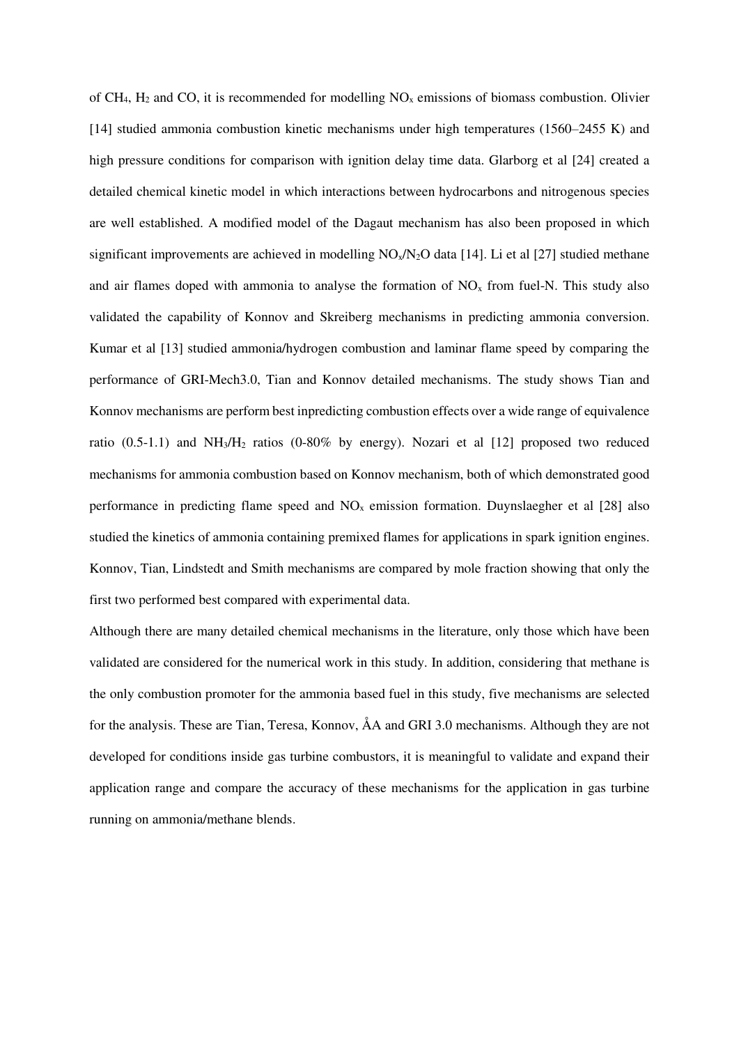of $CH_4$, $H_2$ and CO, it is recommended for modelling $NO_x$ emissions of biomass combustion. Olivier [14] studied ammonia combustion kinetic mechanisms under high temperatures (1560–2455 K) and high pressure conditions for comparison with ignition delay time data. Glarborg et al [24] created a detailed chemical kinetic model in which interactions between hydrocarbons and nitrogenous species are well established. A modified model of the Dagaut mechanism has also been proposed in which significant improvements are achieved in modelling $NO_x/N_2O$ data [14]. Li et al [27] studied methane and air flames doped with ammonia to analyse the formation of $NO_x$ from fuel-N. This study also validated the capability of Konnov and Skreiberg mechanisms in predicting ammonia conversion. Kumar et al [13] studied ammonia/hydrogen combustion and laminar flame speed by comparing the performance of GRI-Mech3.0, Tian and Konnov detailed mechanisms. The study shows Tian and Konnov mechanisms are perform best inpredicting combustion effects over a wide range of equivalence ratio (0.5-1.1) and $NH_3/H_2$ ratios (0-80% by energy). Nozari et al [12] proposed two reduced mechanisms for ammonia combustion based on Konnov mechanism, both of which demonstrated good performance in predicting flame speed and $NO_x$ emission formation. Duynslaegher et al [28] also studied the kinetics of ammonia containing premixed flames for applications in spark ignition engines. Konnov, Tian, Lindstedt and Smith mechanisms are compared by mole fraction showing that only the first two performed best compared with experimental data.

Although there are many detailed chemical mechanisms in the literature, only those which have been validated are considered for the numerical work in this study. In addition, considering that methane is the only combustion promoter for the ammonia based fuel in this study, five mechanisms are selected for the analysis. These are Tian, Teresa, Konnov, ÅA and GRI 3.0 mechanisms. Although they are not developed for conditions inside gas turbine combustors, it is meaningful to validate and expand their application range and compare the accuracy of these mechanisms for the application in gas turbine running on ammonia/methane blends.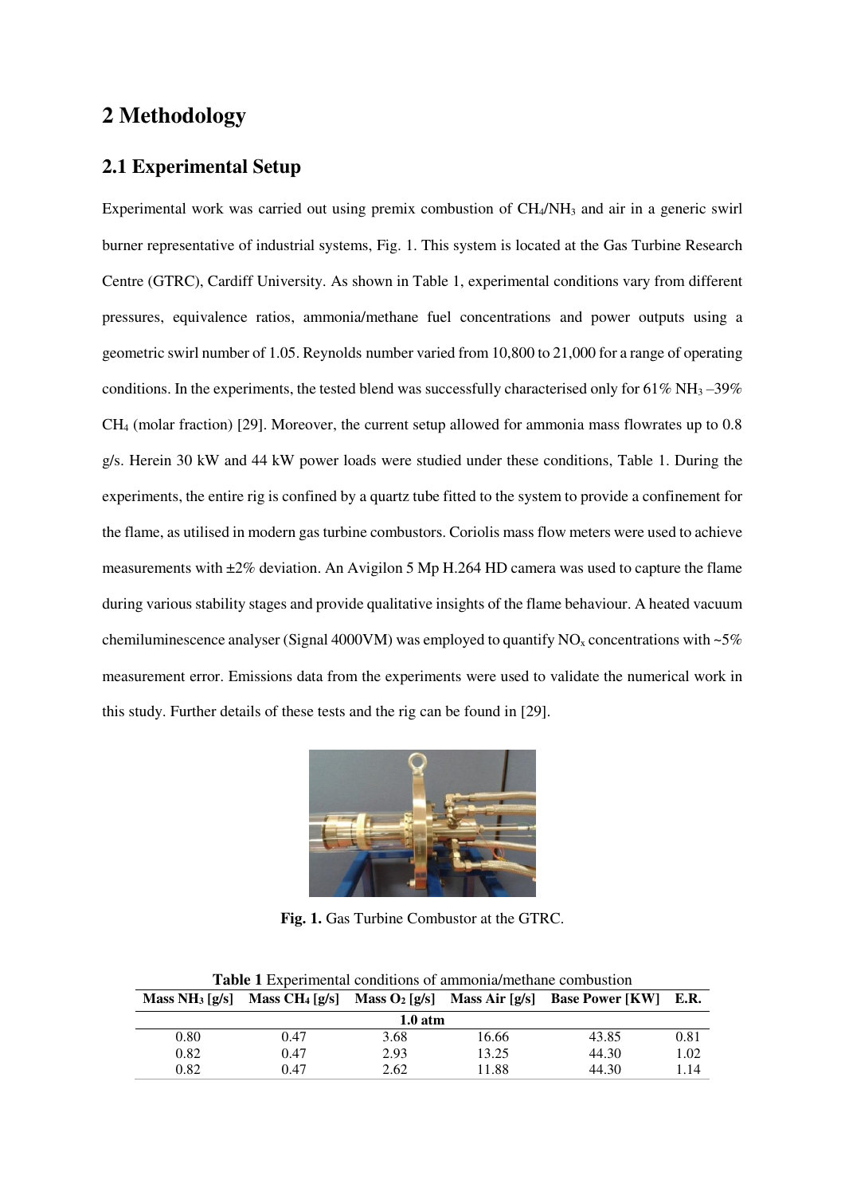# 2 Methodology

## 2.1 Experimental Setup

Experimental work was carried out using premix combustion of $CH_4$/$NH_3$ and air in a generic swirl burner representative of industrial systems, Fig. 1. This system is located at the Gas Turbine Research Centre (GTRC), Cardiff University. As shown in Table 1, experimental conditions vary from different pressures, equivalence ratios, ammonia/methane fuel concentrations and power outputs using a geometric swirl number of 1.05. Reynolds number varied from 10,800 to 21,000 for a range of operating conditions. In the experiments, the tested blend was successfully characterised only for 61% $NH_3$ –39% $CH_4$ (molar fraction) [29]. Moreover, the current setup allowed for ammonia mass flowrates up to 0.8 g/s. Herein 30 kW and 44 kW power loads were studied under these conditions, Table 1. During the experiments, the entire rig is confined by a quartz tube fitted to the system to provide a confinement for the flame, as utilised in modern gas turbine combustors. Coriolis mass flow meters were used to achieve measurements with ±2% deviation. An Avigilon 5 Mp H.264 HD camera was used to capture the flame during various stability stages and provide qualitative insights of the flame behaviour. A heated vacuum chemiluminescence analyser (Signal 4000VM) was employed to quantify $NO_x$ concentrations with ~5% measurement error. Emissions data from the experiments were used to validate the numerical work in this study. Further details of these tests and the rig can be found in [29].

**Fig. 1.** Gas Turbine Combustor at the GTRC.

**Table 1** Experimental conditions of ammonia/methane combustion

| Mass $NH_3$ [g/s] | Mass $CH_4$ [g/s] | Mass $O_2$ [g/s] | Mass Air [g/s] | Base Power [KW] | E.R. |
|---|---|---|---|---|---|
| **1.0 atm** | | | | | |
| 0.80 | 0.47 | 3.68 | 16.66 | 43.85 | 0.81 |
| 0.82 | 0.47 | 2.93 | 13.25 | 44.30 | 1.02 |
| 0.82 | 0.47 | 2.62 | 11.88 | 44.30 | 1.14 |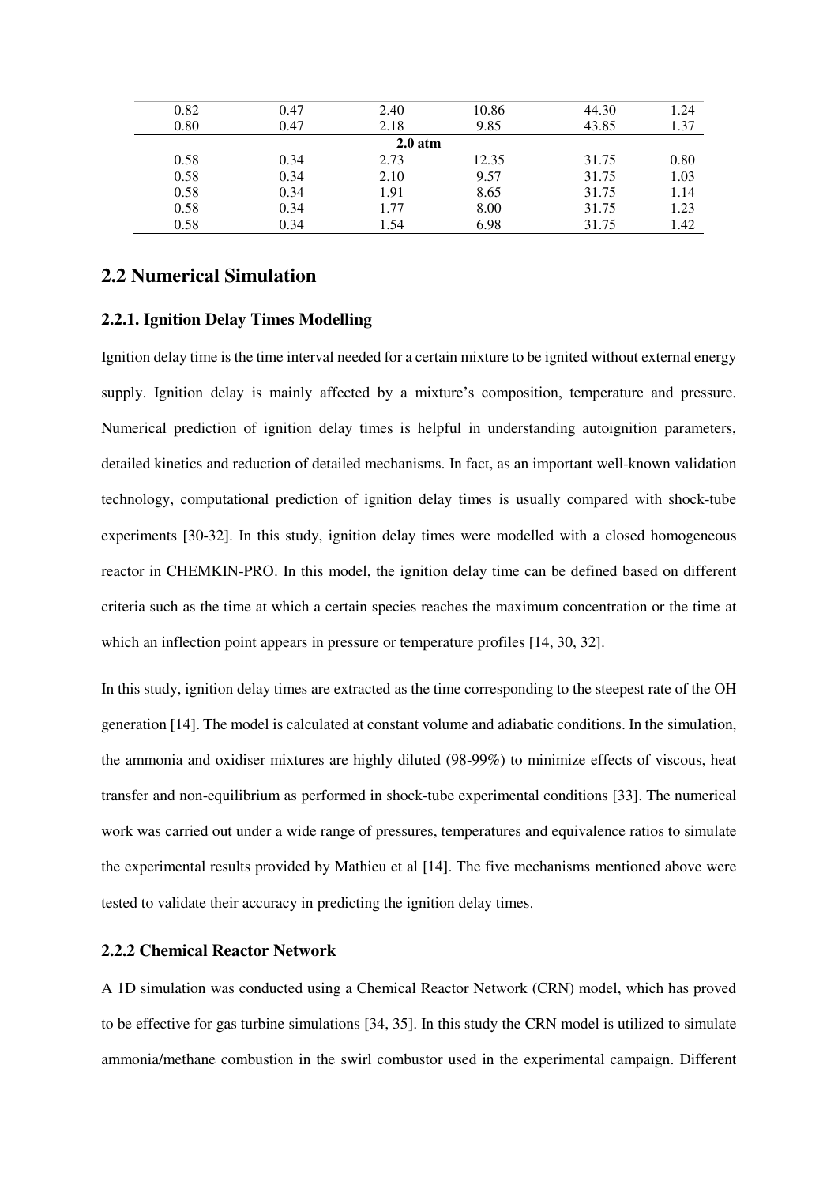| | | | | | |
|---|---|---|---|---|---|
| 0.82 | 0.47 | 2.40 | 10.86 | 44.30 | 1.24 |
| 0.80 | 0.47 | 2.18 | 9.85 | 43.85 | 1.37 |
| | | **2.0 atm** | | | |
| 0.58 | 0.34 | 2.73 | 12.35 | 31.75 | 0.80 |
| 0.58 | 0.34 | 2.10 | 9.57 | 31.75 | 1.03 |
| 0.58 | 0.34 | 1.91 | 8.65 | 31.75 | 1.14 |
| 0.58 | 0.34 | 1.77 | 8.00 | 31.75 | 1.23 |
| 0.58 | 0.34 | 1.54 | 6.98 | 31.75 | 1.42 |

## 2.2 Numerical Simulation

### 2.2.1. Ignition Delay Times Modelling

Ignition delay time is the time interval needed for a certain mixture to be ignited without external energy supply. Ignition delay is mainly affected by a mixture's composition, temperature and pressure. Numerical prediction of ignition delay times is helpful in understanding autoignition parameters, detailed kinetics and reduction of detailed mechanisms. In fact, as an important well-known validation technology, computational prediction of ignition delay times is usually compared with shock-tube experiments [30-32]. In this study, ignition delay times were modelled with a closed homogeneous reactor in CHEMKIN-PRO. In this model, the ignition delay time can be defined based on different criteria such as the time at which a certain species reaches the maximum concentration or the time at which an inflection point appears in pressure or temperature profiles [14, 30, 32].

In this study, ignition delay times are extracted as the time corresponding to the steepest rate of the OH generation [14]. The model is calculated at constant volume and adiabatic conditions. In the simulation, the ammonia and oxidiser mixtures are highly diluted (98-99%) to minimize effects of viscous, heat transfer and non-equilibrium as performed in shock-tube experimental conditions [33]. The numerical work was carried out under a wide range of pressures, temperatures and equivalence ratios to simulate the experimental results provided by Mathieu et al [14]. The five mechanisms mentioned above were tested to validate their accuracy in predicting the ignition delay times.

### 2.2.2 Chemical Reactor Network

A 1D simulation was conducted using a Chemical Reactor Network (CRN) model, which has proved to be effective for gas turbine simulations [34, 35]. In this study the CRN model is utilized to simulate ammonia/methane combustion in the swirl combustor used in the experimental campaign. Different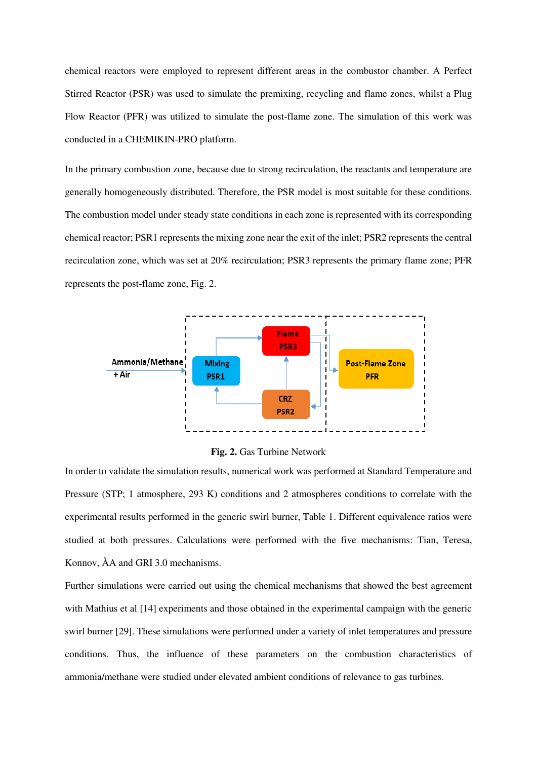chemical reactors were employed to represent different areas in the combustor chamber. A Perfect Stirred Reactor (PSR) was used to simulate the premixing, recycling and flame zones, whilst a Plug Flow Reactor (PFR) was utilized to simulate the post-flame zone. The simulation of this work was conducted in a CHEMIKIN-PRO platform.

In the primary combustion zone, because due to strong recirculation, the reactants and temperature are generally homogeneously distributed. Therefore, the PSR model is most suitable for these conditions. The combustion model under steady state conditions in each zone is represented with its corresponding chemical reactor; PSR1 represents the mixing zone near the exit of the inlet; PSR2 represents the central recirculation zone, which was set at 20% recirculation; PSR3 represents the primary flame zone; PFR represents the post-flame zone, Fig. 2.

**Fig. 2.** Gas Turbine Network

In order to validate the simulation results, numerical work was performed at Standard Temperature and Pressure (STP; 1 atmosphere, 293 K) conditions and 2 atmospheres conditions to correlate with the experimental results performed in the generic swirl burner, Table 1. Different equivalence ratios were studied at both pressures. Calculations were performed with the five mechanisms: Tian, Teresa, Konnov, ÅA and GRI 3.0 mechanisms.

Further simulations were carried out using the chemical mechanisms that showed the best agreement with Mathius et al [14] experiments and those obtained in the experimental campaign with the generic swirl burner [29]. These simulations were performed under a variety of inlet temperatures and pressure conditions. Thus, the influence of these parameters on the combustion characteristics of ammonia/methane were studied under elevated ambient conditions of relevance to gas turbines.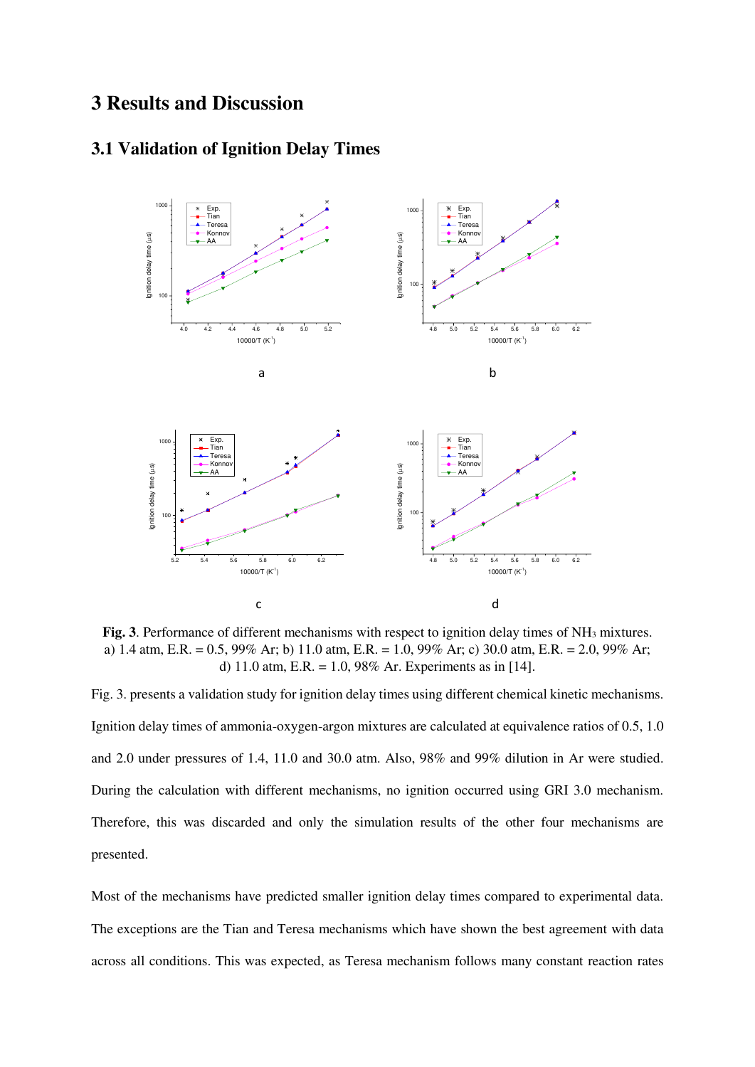# 3 Results and Discussion

## 3.1 Validation of Ignition Delay Times

**Fig. 3**. Performance of different mechanisms with respect to ignition delay times of $NH_3$ mixtures. a) 1.4 atm, E.R. = 0.5, 99% Ar; b) 11.0 atm, E.R. = 1.0, 99% Ar; c) 30.0 atm, E.R. = 2.0, 99% Ar; d) 11.0 atm, E.R. = 1.0, 98% Ar. Experiments as in [14].

Fig. 3. presents a validation study for ignition delay times using different chemical kinetic mechanisms. Ignition delay times of ammonia-oxygen-argon mixtures are calculated at equivalence ratios of 0.5, 1.0 and 2.0 under pressures of 1.4, 11.0 and 30.0 atm. Also, 98% and 99% dilution in Ar were studied. During the calculation with different mechanisms, no ignition occurred using GRI 3.0 mechanism. Therefore, this was discarded and only the simulation results of the other four mechanisms are presented.

Most of the mechanisms have predicted smaller ignition delay times compared to experimental data. The exceptions are the Tian and Teresa mechanisms which have shown the best agreement with data across all conditions. This was expected, as Teresa mechanism follows many constant reaction rates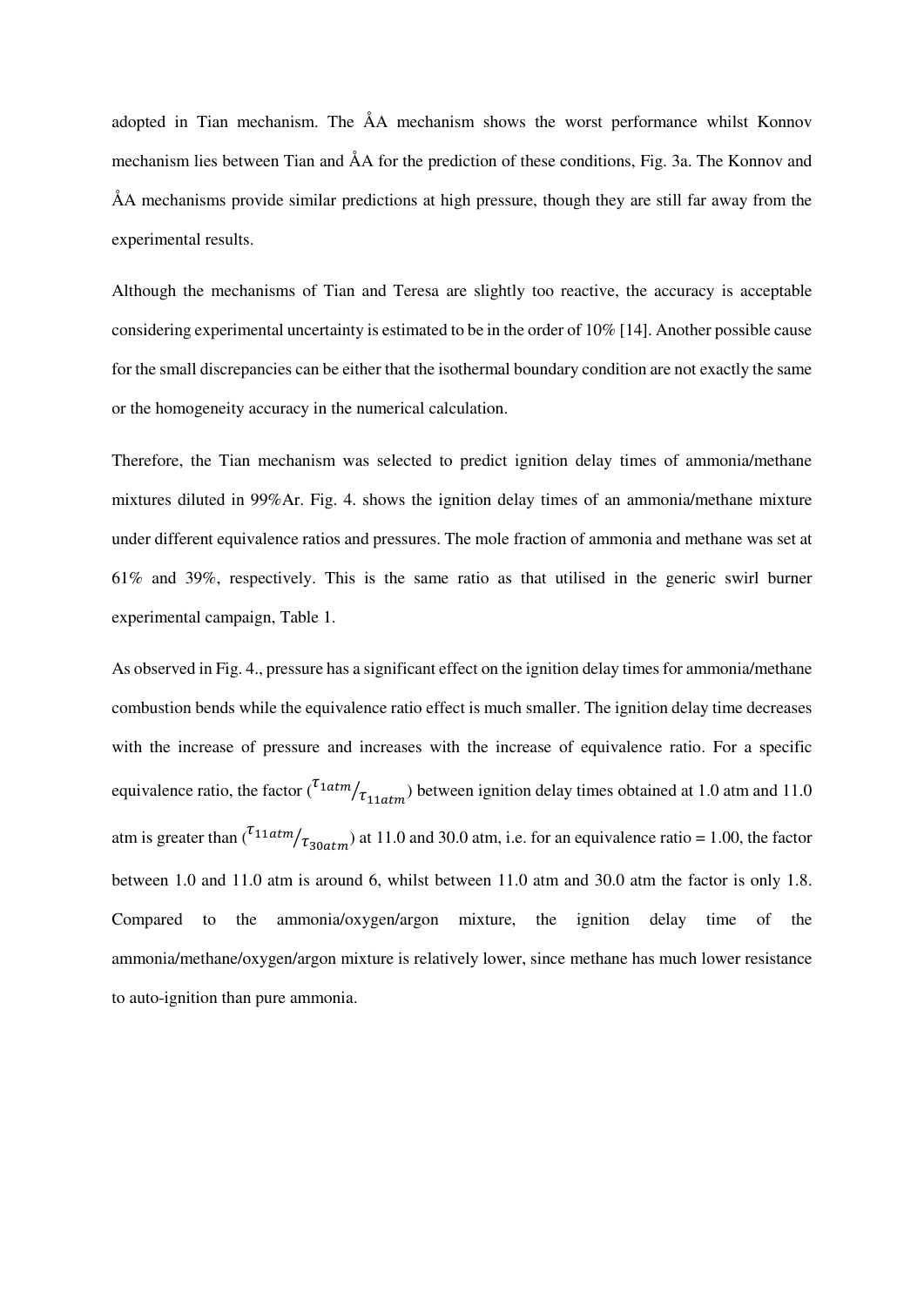adopted in Tian mechanism. The ÅA mechanism shows the worst performance whilst Konnov mechanism lies between Tian and ÅA for the prediction of these conditions, Fig. 3a. The Konnov and ÅA mechanisms provide similar predictions at high pressure, though they are still far away from the experimental results.

Although the mechanisms of Tian and Teresa are slightly too reactive, the accuracy is acceptable considering experimental uncertainty is estimated to be in the order of 10% [14]. Another possible cause for the small discrepancies can be either that the isothermal boundary condition are not exactly the same or the homogeneity accuracy in the numerical calculation.

Therefore, the Tian mechanism was selected to predict ignition delay times of ammonia/methane mixtures diluted in 99%Ar. Fig. 4. shows the ignition delay times of an ammonia/methane mixture under different equivalence ratios and pressures. The mole fraction of ammonia and methane was set at 61% and 39%, respectively. This is the same ratio as that utilised in the generic swirl burner experimental campaign, Table 1.

As observed in Fig. 4., pressure has a significant effect on the ignition delay times for ammonia/methane combustion bends while the equivalence ratio effect is much smaller. The ignition delay time decreases with the increase of pressure and increases with the increase of equivalence ratio. For a specific equivalence ratio, the factor ($^{\tau_{1atm}}/_{\tau_{11atm}}$) between ignition delay times obtained at 1.0 atm and 11.0 atm is greater than ($^{\tau_{11atm}}/_{\tau_{30atm}}$) at 11.0 and 30.0 atm, i.e. for an equivalence ratio = 1.00, the factor between 1.0 and 11.0 atm is around 6, whilst between 11.0 atm and 30.0 atm the factor is only 1.8. Compared to the ammonia/oxygen/argon mixture, the ignition delay time of the ammonia/methane/oxygen/argon mixture is relatively lower, since methane has much lower resistance to auto-ignition than pure ammonia.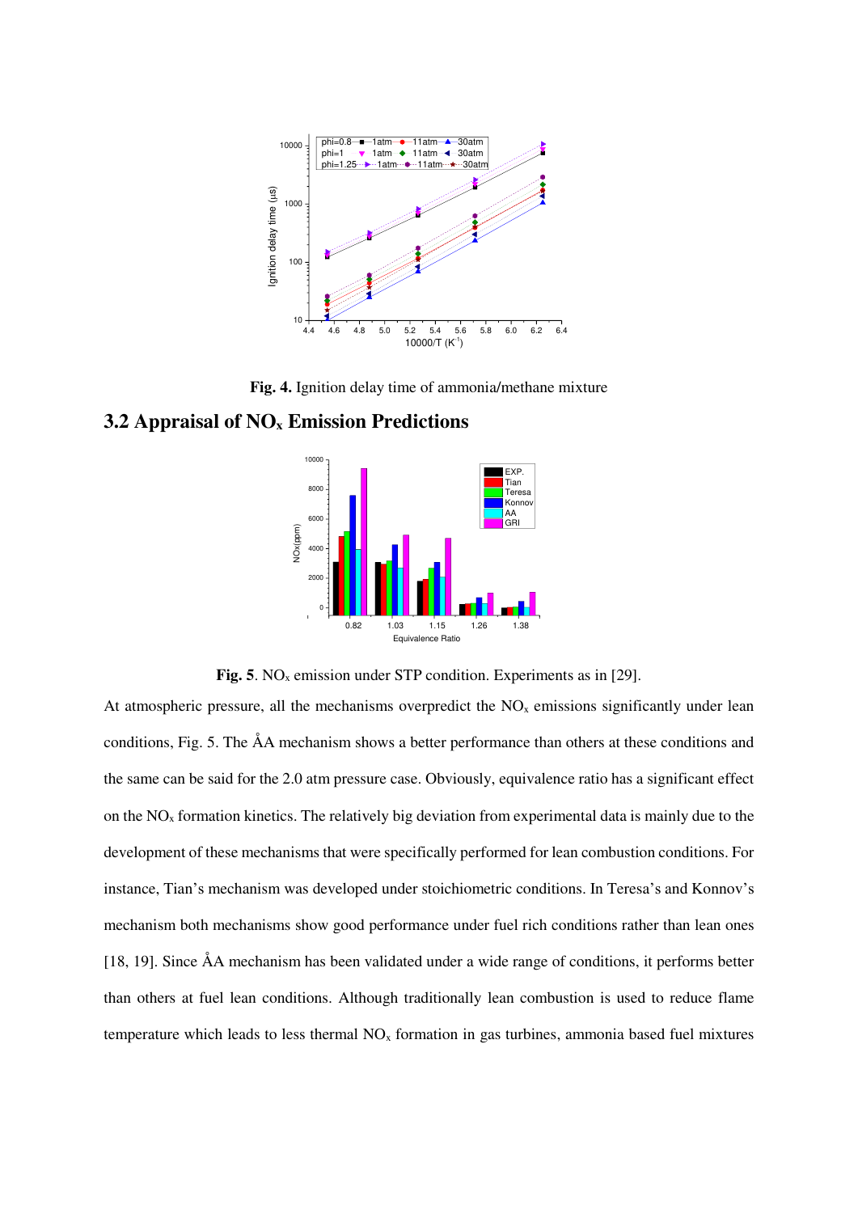**Fig. 4.** Ignition delay time of ammonia/methane mixture

## 3.2 Appraisal of $NO_x$ Emission Predictions

**Fig. 5**. $NO_x$ emission under STP condition. Experiments as in [29].

At atmospheric pressure, all the mechanisms overpredict the $NO_x$ emissions significantly under lean conditions, Fig. 5. The ÅA mechanism shows a better performance than others at these conditions and the same can be said for the 2.0 atm pressure case. Obviously, equivalence ratio has a significant effect on the $NO_x$ formation kinetics. The relatively big deviation from experimental data is mainly due to the development of these mechanisms that were specifically performed for lean combustion conditions. For instance, Tian's mechanism was developed under stoichiometric conditions. In Teresa's and Konnov's mechanism both mechanisms show good performance under fuel rich conditions rather than lean ones [18, 19]. Since ÅA mechanism has been validated under a wide range of conditions, it performs better than others at fuel lean conditions. Although traditionally lean combustion is used to reduce flame temperature which leads to less thermal $NO_x$ formation in gas turbines, ammonia based fuel mixtures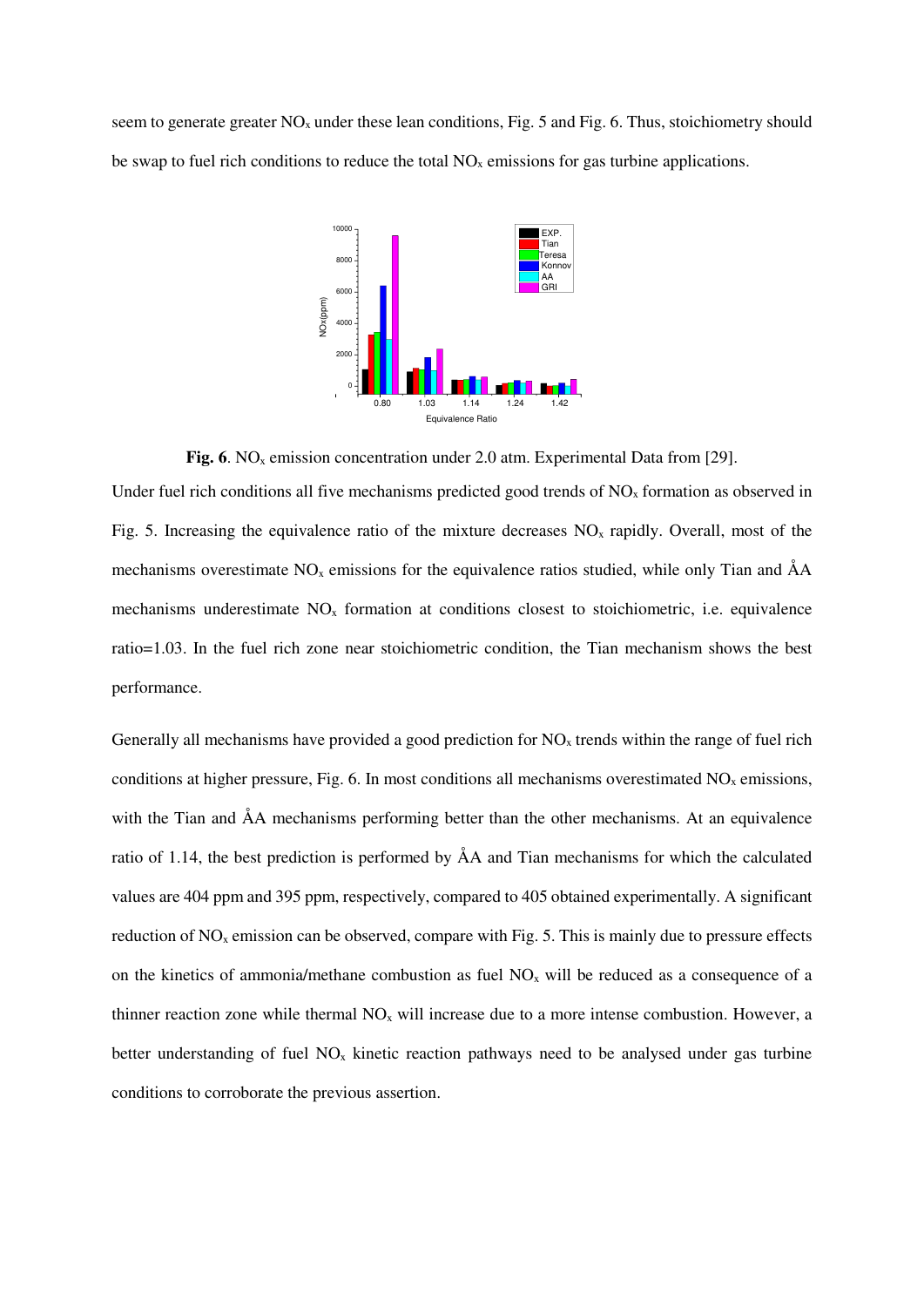seem to generate greater $NO_x$ under these lean conditions, Fig. 5 and Fig. 6. Thus, stoichiometry should be swap to fuel rich conditions to reduce the total $NO_x$ emissions for gas turbine applications.

**Fig. 6**. $NO_x$ emission concentration under 2.0 atm. Experimental Data from [29].

Under fuel rich conditions all five mechanisms predicted good trends of $NO_x$ formation as observed in Fig. 5. Increasing the equivalence ratio of the mixture decreases $NO_x$ rapidly. Overall, most of the mechanisms overestimate $NO_x$ emissions for the equivalence ratios studied, while only Tian and ÅA mechanisms underestimate $NO_x$ formation at conditions closest to stoichiometric, i.e. equivalence ratio=1.03. In the fuel rich zone near stoichiometric condition, the Tian mechanism shows the best performance.

Generally all mechanisms have provided a good prediction for $NO_x$ trends within the range of fuel rich conditions at higher pressure, Fig. 6. In most conditions all mechanisms overestimated $NO_x$ emissions, with the Tian and ÅA mechanisms performing better than the other mechanisms. At an equivalence ratio of 1.14, the best prediction is performed by ÅA and Tian mechanisms for which the calculated values are 404 ppm and 395 ppm, respectively, compared to 405 obtained experimentally. A significant reduction of $NO_x$ emission can be observed, compare with Fig. 5. This is mainly due to pressure effects on the kinetics of ammonia/methane combustion as fuel $NO_x$ will be reduced as a consequence of a thinner reaction zone while thermal $NO_x$ will increase due to a more intense combustion. However, a better understanding of fuel $NO_x$ kinetic reaction pathways need to be analysed under gas turbine conditions to corroborate the previous assertion.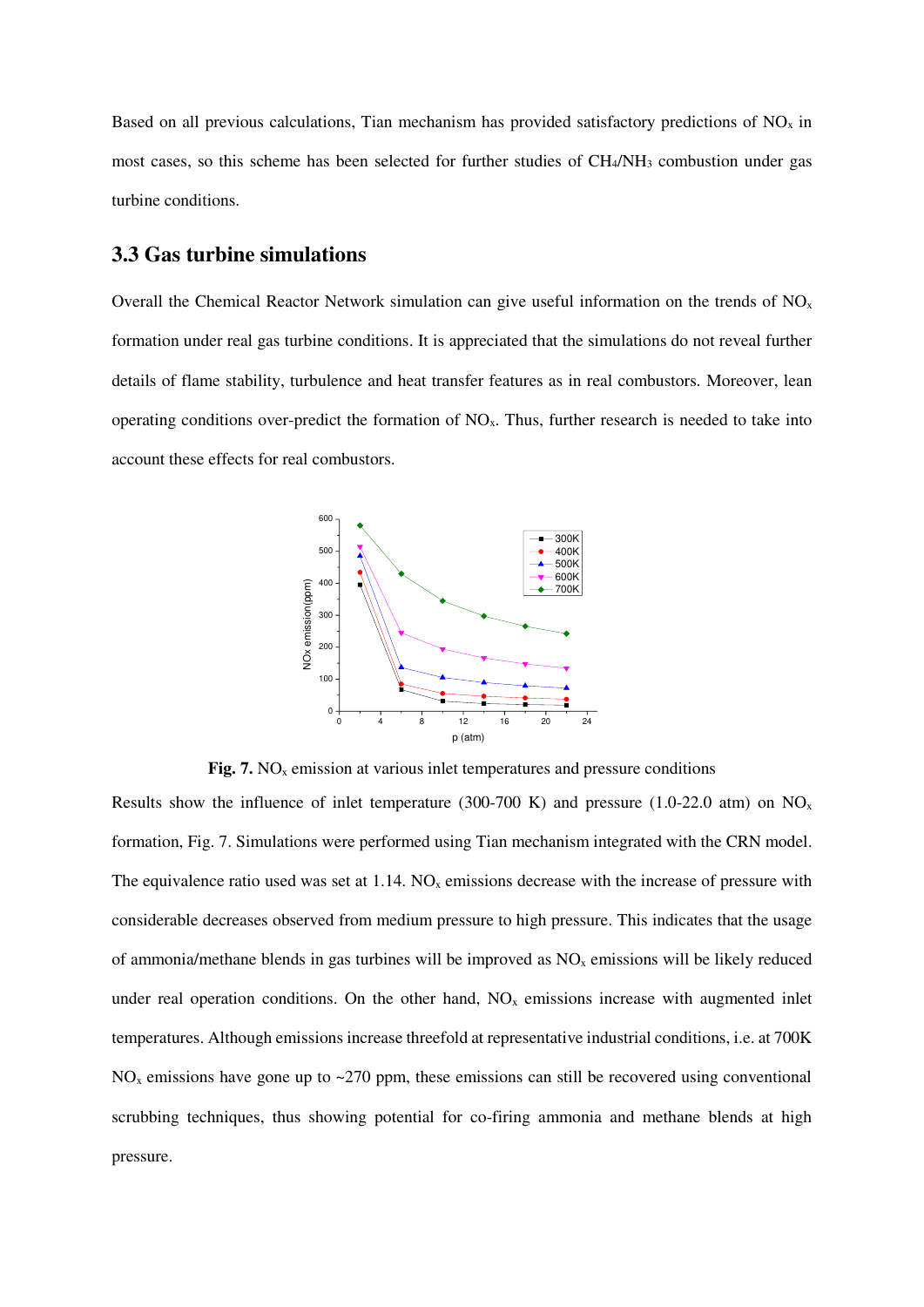Based on all previous calculations, Tian mechanism has provided satisfactory predictions of $NO_x$ in most cases, so this scheme has been selected for further studies of $CH_4/NH_3$ combustion under gas turbine conditions.

## 3.3 Gas turbine simulations

Overall the Chemical Reactor Network simulation can give useful information on the trends of $NO_x$ formation under real gas turbine conditions. It is appreciated that the simulations do not reveal further details of flame stability, turbulence and heat transfer features as in real combustors. Moreover, lean operating conditions over-predict the formation of $NO_x$. Thus, further research is needed to take into account these effects for real combustors.

**Fig. 7.** $NO_x$ emission at various inlet temperatures and pressure conditions

Results show the influence of inlet temperature (300-700 K) and pressure (1.0-22.0 atm) on $NO_x$ formation, Fig. 7. Simulations were performed using Tian mechanism integrated with the CRN model. The equivalence ratio used was set at 1.14. $NO_x$ emissions decrease with the increase of pressure with considerable decreases observed from medium pressure to high pressure. This indicates that the usage of ammonia/methane blends in gas turbines will be improved as $NO_x$ emissions will be likely reduced under real operation conditions. On the other hand, $NO_x$ emissions increase with augmented inlet temperatures. Although emissions increase threefold at representative industrial conditions, i.e. at 700K $NO_x$ emissions have gone up to ~270 ppm, these emissions can still be recovered using conventional scrubbing techniques, thus showing potential for co-firing ammonia and methane blends at high pressure.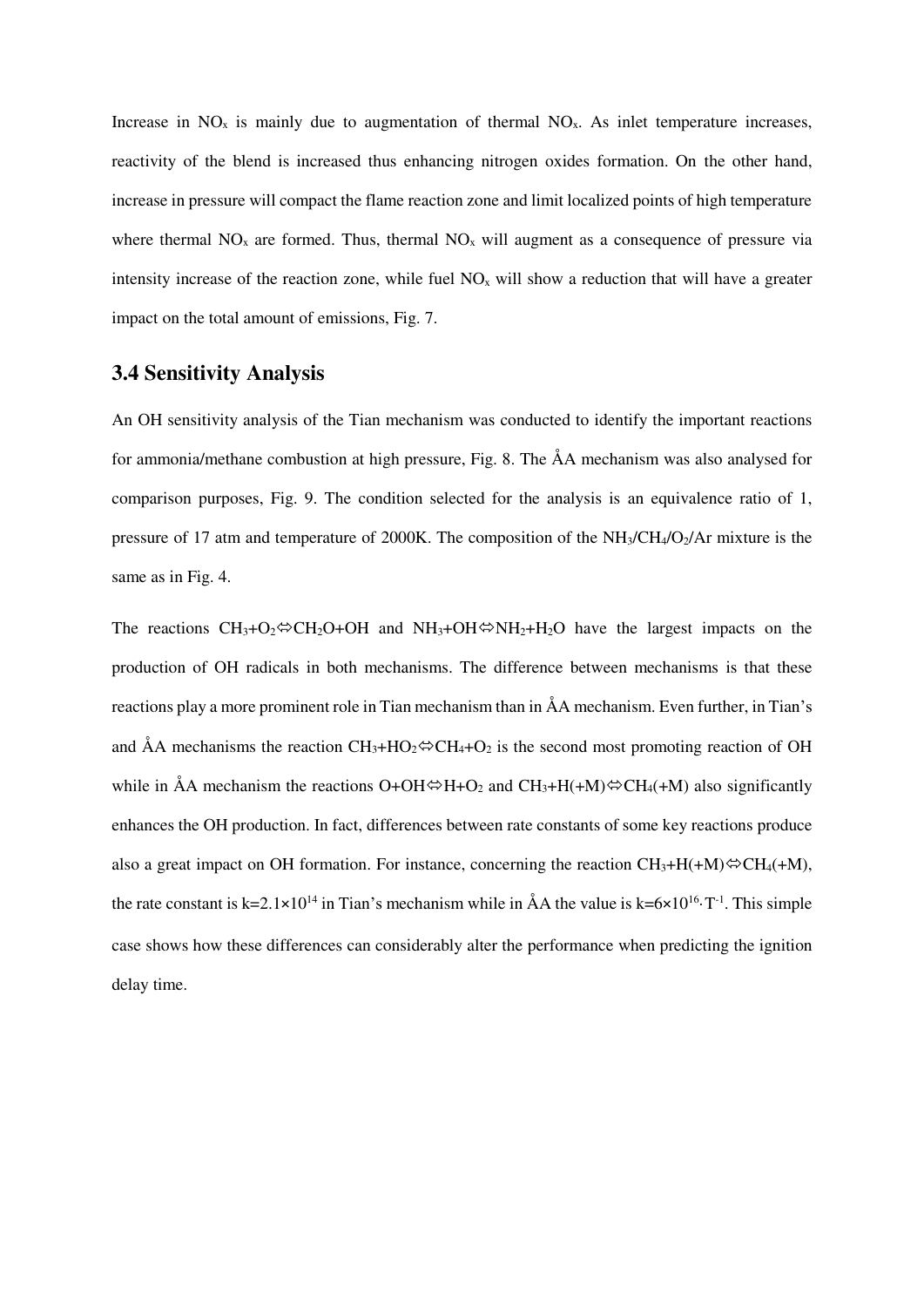Increase in $NO_x$ is mainly due to augmentation of thermal $NO_x$. As inlet temperature increases, reactivity of the blend is increased thus enhancing nitrogen oxides formation. On the other hand, increase in pressure will compact the flame reaction zone and limit localized points of high temperature where thermal $NO_x$ are formed. Thus, thermal $NO_x$ will augment as a consequence of pressure via intensity increase of the reaction zone, while fuel $NO_x$ will show a reduction that will have a greater impact on the total amount of emissions, Fig. 7.

### 3.4 Sensitivity Analysis

An OH sensitivity analysis of the Tian mechanism was conducted to identify the important reactions for ammonia/methane combustion at high pressure, Fig. 8. The ÅA mechanism was also analysed for comparison purposes, Fig. 9. The condition selected for the analysis is an equivalence ratio of 1, pressure of 17 atm and temperature of 2000K. The composition of the $NH_3/CH_4/O_2/Ar$ mixture is the same as in Fig. 4.

The reactions $CH_3+O_2 \Leftrightarrow CH_2O+OH$ and $NH_3+OH \Leftrightarrow NH_2+H_2O$ have the largest impacts on the production of OH radicals in both mechanisms. The difference between mechanisms is that these reactions play a more prominent role in Tian mechanism than in ÅA mechanism. Even further, in Tian's and ÅA mechanisms the reaction $CH_3+HO_2 \Leftrightarrow CH_4+O_2$ is the second most promoting reaction of OH while in ÅA mechanism the reactions $O+OH \Leftrightarrow H+O_2$ and $CH_3+H(+M) \Leftrightarrow CH_4(+M)$ also significantly enhances the OH production. In fact, differences between rate constants of some key reactions produce also a great impact on OH formation. For instance, concerning the reaction $CH_3+H(+M) \Leftrightarrow CH_4(+M)$, the rate constant is $k=2.1\times10^{14}$ in Tian's mechanism while in ÅA the value is $k=6\times10^{16}\cdot T^{-1}$. This simple case shows how these differences can considerably alter the performance when predicting the ignition delay time.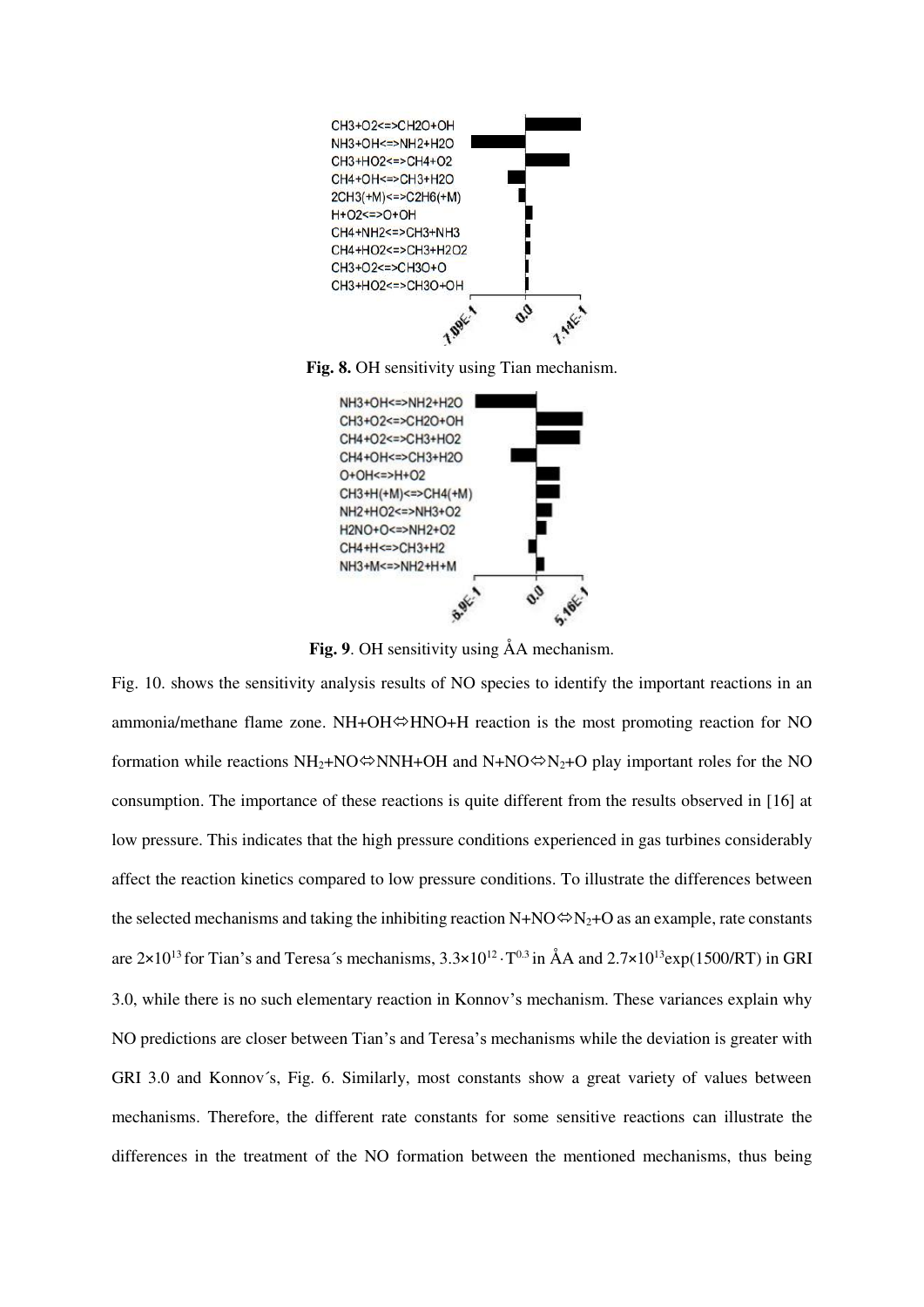**Fig. 8.** OH sensitivity using Tian mechanism.

**Fig. 9**. OH sensitivity using ÅA mechanism.

Fig. 10. shows the sensitivity analysis results of NO species to identify the important reactions in an ammonia/methane flame zone. NH+OH⇔HNO+H reaction is the most promoting reaction for NO formation while reactions $NH_2$+NO⇔NNH+OH and N+NO⇔$N_2$+O play important roles for the NO consumption. The importance of these reactions is quite different from the results observed in [16] at low pressure. This indicates that the high pressure conditions experienced in gas turbines considerably affect the reaction kinetics compared to low pressure conditions. To illustrate the differences between the selected mechanisms and taking the inhibiting reaction N+NO⇔$N_2$+O as an example, rate constants are $2\times10^{13}$ for Tian's and Teresa´s mechanisms, $3.3\times10^{12}\cdot T^{0.3}$ in ÅA and $2.7\times10^{13}\exp(1500/RT)$ in GRI 3.0, while there is no such elementary reaction in Konnov's mechanism. These variances explain why NO predictions are closer between Tian's and Teresa's mechanisms while the deviation is greater with GRI 3.0 and Konnov´s, Fig. 6. Similarly, most constants show a great variety of values between mechanisms. Therefore, the different rate constants for some sensitive reactions can illustrate the differences in the treatment of the NO formation between the mentioned mechanisms, thus being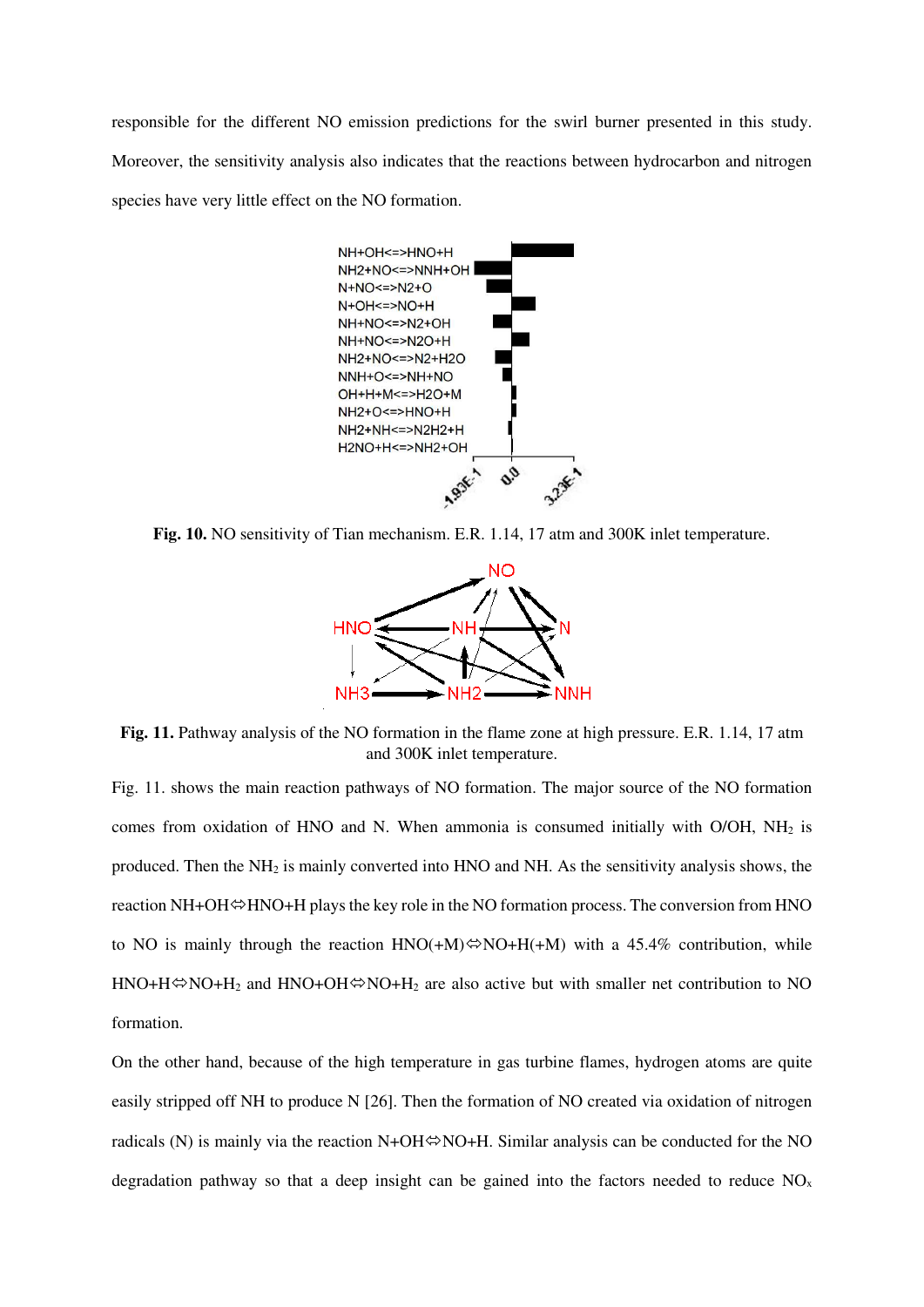responsible for the different NO emission predictions for the swirl burner presented in this study. Moreover, the sensitivity analysis also indicates that the reactions between hydrocarbon and nitrogen species have very little effect on the NO formation.

**Fig. 10.** NO sensitivity of Tian mechanism. E.R. 1.14, 17 atm and 300K inlet temperature.

**Fig. 11.** Pathway analysis of the NO formation in the flame zone at high pressure. E.R. 1.14, 17 atm and 300K inlet temperature.

Fig. 11. shows the main reaction pathways of NO formation. The major source of the NO formation comes from oxidation of HNO and N. When ammonia is consumed initially with O/OH, $NH_2$ is produced. Then the $NH_2$ is mainly converted into HNO and NH. As the sensitivity analysis shows, the reaction NH+OH⇔HNO+H plays the key role in the NO formation process. The conversion from HNO to NO is mainly through the reaction HNO(+M)⇔NO+H(+M) with a 45.4% contribution, while HNO+H⇔NO+$H_2$ and HNO+OH⇔NO+$H_2$ are also active but with smaller net contribution to NO formation.

On the other hand, because of the high temperature in gas turbine flames, hydrogen atoms are quite easily stripped off NH to produce N [26]. Then the formation of NO created via oxidation of nitrogen radicals (N) is mainly via the reaction N+OH⇔NO+H. Similar analysis can be conducted for the NO degradation pathway so that a deep insight can be gained into the factors needed to reduce $NO_x$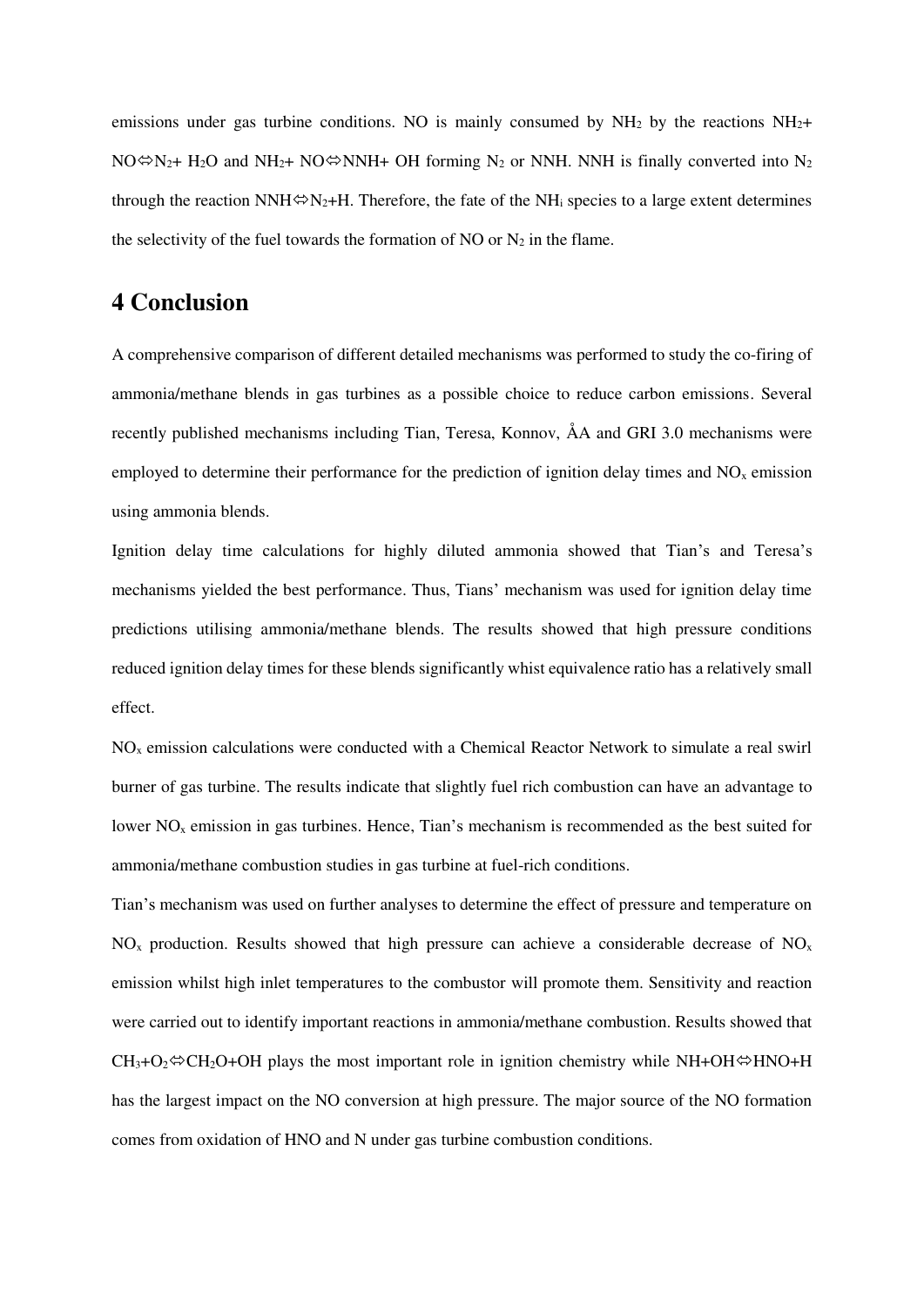emissions under gas turbine conditions. NO is mainly consumed by $NH_2$ by the reactions $NH_2$+ NO⇔$N_2$+ $H_2O$ and $NH_2$+ NO⇔NNH+ OH forming $N_2$ or NNH. NNH is finally converted into $N_2$ through the reaction NNH⇔$N_2$+H. Therefore, the fate of the $NH_i$ species to a large extent determines the selectivity of the fuel towards the formation of NO or $N_2$ in the flame.

# 4 Conclusion

A comprehensive comparison of different detailed mechanisms was performed to study the co-firing of ammonia/methane blends in gas turbines as a possible choice to reduce carbon emissions. Several recently published mechanisms including Tian, Teresa, Konnov, ÅA and GRI 3.0 mechanisms were employed to determine their performance for the prediction of ignition delay times and $NO_x$ emission using ammonia blends.

Ignition delay time calculations for highly diluted ammonia showed that Tian's and Teresa's mechanisms yielded the best performance. Thus, Tians' mechanism was used for ignition delay time predictions utilising ammonia/methane blends. The results showed that high pressure conditions reduced ignition delay times for these blends significantly whist equivalence ratio has a relatively small effect.

$NO_x$ emission calculations were conducted with a Chemical Reactor Network to simulate a real swirl burner of gas turbine. The results indicate that slightly fuel rich combustion can have an advantage to lower $NO_x$ emission in gas turbines. Hence, Tian's mechanism is recommended as the best suited for ammonia/methane combustion studies in gas turbine at fuel-rich conditions.

Tian's mechanism was used on further analyses to determine the effect of pressure and temperature on $NO_x$ production. Results showed that high pressure can achieve a considerable decrease of $NO_x$ emission whilst high inlet temperatures to the combustor will promote them. Sensitivity and reaction were carried out to identify important reactions in ammonia/methane combustion. Results showed that $CH_3$+$O_2$⇔$CH_2O$+OH plays the most important role in ignition chemistry while NH+OH⇔HNO+H has the largest impact on the NO conversion at high pressure. The major source of the NO formation comes from oxidation of HNO and N under gas turbine combustion conditions.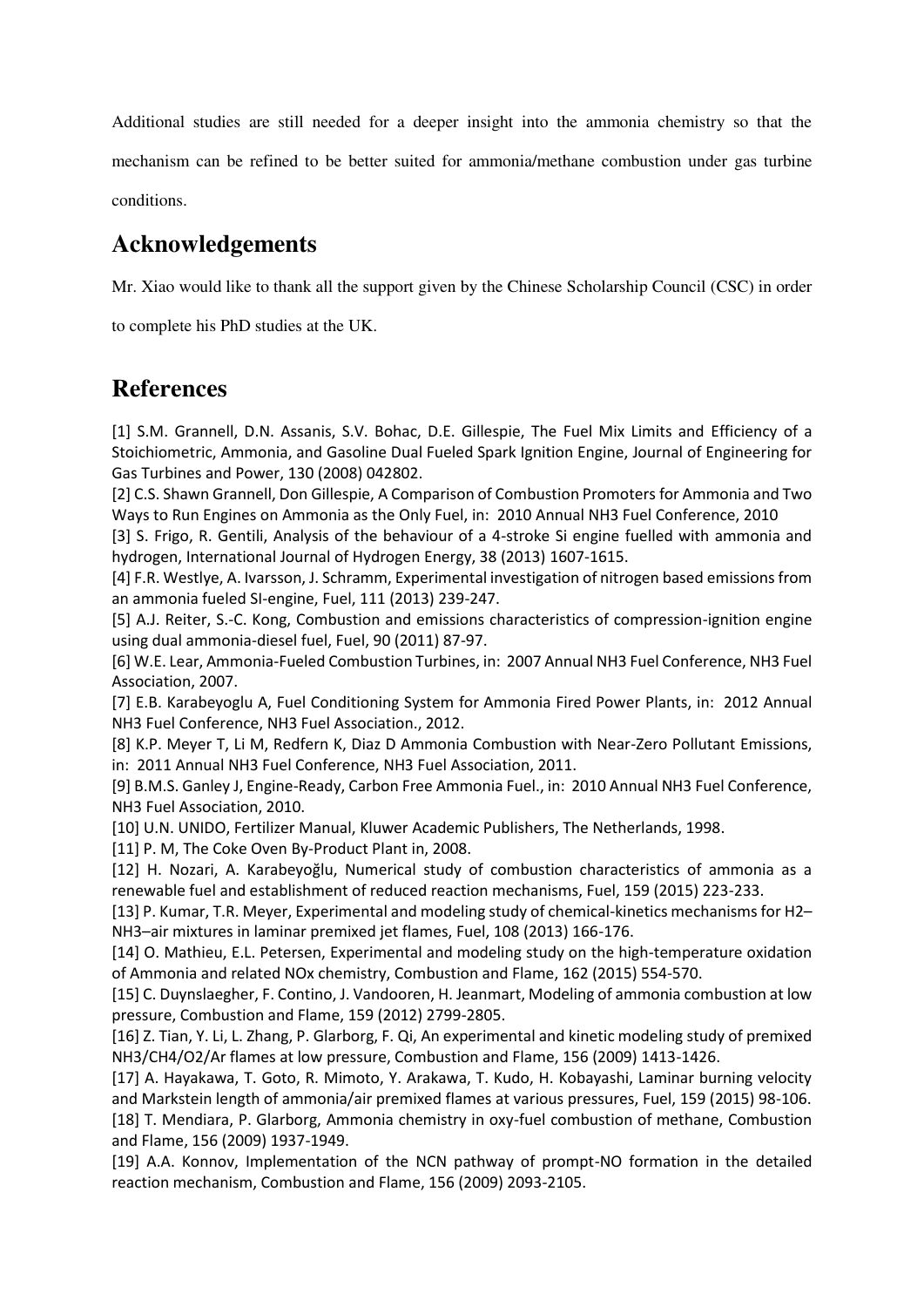Additional studies are still needed for a deeper insight into the ammonia chemistry so that the mechanism can be refined to be better suited for ammonia/methane combustion under gas turbine conditions.

## Acknowledgements

Mr. Xiao would like to thank all the support given by the Chinese Scholarship Council (CSC) in order to complete his PhD studies at the UK.

## References

[1] S.M. Grannell, D.N. Assanis, S.V. Bohac, D.E. Gillespie, The Fuel Mix Limits and Efficiency of a Stoichiometric, Ammonia, and Gasoline Dual Fueled Spark Ignition Engine, Journal of Engineering for Gas Turbines and Power, 130 (2008) 042802.

[2] C.S. Shawn Grannell, Don Gillespie, A Comparison of Combustion Promoters for Ammonia and Two Ways to Run Engines on Ammonia as the Only Fuel, in: 2010 Annual NH3 Fuel Conference, 2010

[3] S. Frigo, R. Gentili, Analysis of the behaviour of a 4-stroke Si engine fuelled with ammonia and hydrogen, International Journal of Hydrogen Energy, 38 (2013) 1607-1615.

[4] F.R. Westlye, A. Ivarsson, J. Schramm, Experimental investigation of nitrogen based emissions from an ammonia fueled SI-engine, Fuel, 111 (2013) 239-247.

[5] A.J. Reiter, S.-C. Kong, Combustion and emissions characteristics of compression-ignition engine using dual ammonia-diesel fuel, Fuel, 90 (2011) 87-97.

[6] W.E. Lear, Ammonia-Fueled Combustion Turbines, in: 2007 Annual NH3 Fuel Conference, NH3 Fuel Association, 2007.

[7] E.B. Karabeyoglu A, Fuel Conditioning System for Ammonia Fired Power Plants, in: 2012 Annual NH3 Fuel Conference, NH3 Fuel Association., 2012.

[8] K.P. Meyer T, Li M, Redfern K, Diaz D Ammonia Combustion with Near-Zero Pollutant Emissions, in: 2011 Annual NH3 Fuel Conference, NH3 Fuel Association, 2011.

[9] B.M.S. Ganley J, Engine-Ready, Carbon Free Ammonia Fuel., in: 2010 Annual NH3 Fuel Conference, NH3 Fuel Association, 2010.

[10] U.N. UNIDO, Fertilizer Manual, Kluwer Academic Publishers, The Netherlands, 1998.

[11] P. M, The Coke Oven By-Product Plant in, 2008.

[12] H. Nozari, A. Karabeyoğlu, Numerical study of combustion characteristics of ammonia as a renewable fuel and establishment of reduced reaction mechanisms, Fuel, 159 (2015) 223-233.

[13] P. Kumar, T.R. Meyer, Experimental and modeling study of chemical-kinetics mechanisms for H2–NH3–air mixtures in laminar premixed jet flames, Fuel, 108 (2013) 166-176.

[14] O. Mathieu, E.L. Petersen, Experimental and modeling study on the high-temperature oxidation of Ammonia and related NOx chemistry, Combustion and Flame, 162 (2015) 554-570.

[15] C. Duynslaegher, F. Contino, J. Vandooren, H. Jeanmart, Modeling of ammonia combustion at low pressure, Combustion and Flame, 159 (2012) 2799-2805.

[16] Z. Tian, Y. Li, L. Zhang, P. Glarborg, F. Qi, An experimental and kinetic modeling study of premixed NH3/CH4/O2/Ar flames at low pressure, Combustion and Flame, 156 (2009) 1413-1426.

[17] A. Hayakawa, T. Goto, R. Mimoto, Y. Arakawa, T. Kudo, H. Kobayashi, Laminar burning velocity and Markstein length of ammonia/air premixed flames at various pressures, Fuel, 159 (2015) 98-106.

[18] T. Mendiara, P. Glarborg, Ammonia chemistry in oxy-fuel combustion of methane, Combustion and Flame, 156 (2009) 1937-1949.

[19] A.A. Konnov, Implementation of the NCN pathway of prompt-NO formation in the detailed reaction mechanism, Combustion and Flame, 156 (2009) 2093-2105.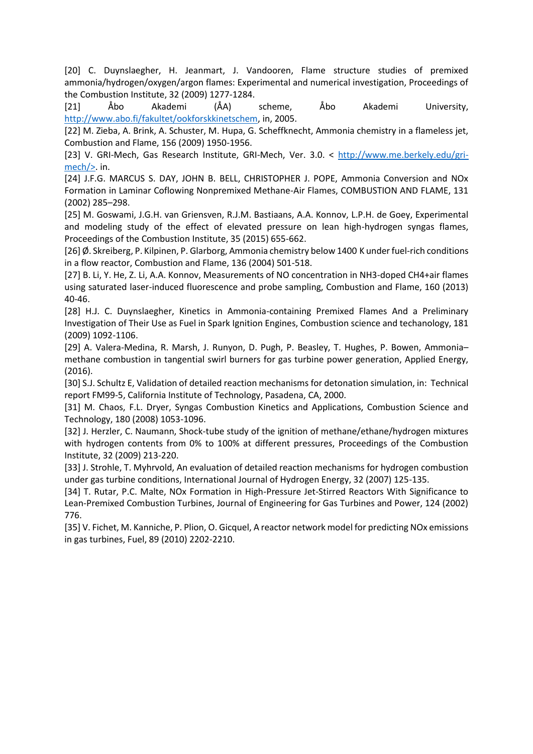[20] C. Duynslaegher, H. Jeanmart, J. Vandooren, Flame structure studies of premixed ammonia/hydrogen/oxygen/argon flames: Experimental and numerical investigation, Proceedings of the Combustion Institute, 32 (2009) 1277-1284.

[21] Åbo Akademi (ÅA) scheme, Åbo Akademi University, http://www.abo.fi/fakultet/ookforskkinetschem, in, 2005.

[22] M. Zieba, A. Brink, A. Schuster, M. Hupa, G. Scheffknecht, Ammonia chemistry in a flameless jet, Combustion and Flame, 156 (2009) 1950-1956.

[23] V. GRI-Mech, Gas Research Institute, GRI-Mech, Ver. 3.0. < http://www.me.berkely.edu/gri-mech/>. in.

[24] J.F.G. MARCUS S. DAY, JOHN B. BELL, CHRISTOPHER J. POPE, Ammonia Conversion and NOx Formation in Laminar Coflowing Nonpremixed Methane-Air Flames, COMBUSTION AND FLAME, 131 (2002) 285–298.

[25] M. Goswami, J.G.H. van Griensven, R.J.M. Bastiaans, A.A. Konnov, L.P.H. de Goey, Experimental and modeling study of the effect of elevated pressure on lean high-hydrogen syngas flames, Proceedings of the Combustion Institute, 35 (2015) 655-662.

[26] Ø. Skreiberg, P. Kilpinen, P. Glarborg, Ammonia chemistry below 1400 K under fuel-rich conditions in a flow reactor, Combustion and Flame, 136 (2004) 501-518.

[27] B. Li, Y. He, Z. Li, A.A. Konnov, Measurements of NO concentration in NH3-doped CH4+air flames using saturated laser-induced fluorescence and probe sampling, Combustion and Flame, 160 (2013) 40-46.

[28] H.J. C. Duynslaegher, Kinetics in Ammonia-containing Premixed Flames And a Preliminary Investigation of Their Use as Fuel in Spark Ignition Engines, Combustion science and techanology, 181 (2009) 1092-1106.

[29] A. Valera-Medina, R. Marsh, J. Runyon, D. Pugh, P. Beasley, T. Hughes, P. Bowen, Ammonia–methane combustion in tangential swirl burners for gas turbine power generation, Applied Energy, (2016).

[30] S.J. Schultz E, Validation of detailed reaction mechanisms for detonation simulation, in: Technical report FM99-5, California Institute of Technology, Pasadena, CA, 2000.

[31] M. Chaos, F.L. Dryer, Syngas Combustion Kinetics and Applications, Combustion Science and Technology, 180 (2008) 1053-1096.

[32] J. Herzler, C. Naumann, Shock-tube study of the ignition of methane/ethane/hydrogen mixtures with hydrogen contents from 0% to 100% at different pressures, Proceedings of the Combustion Institute, 32 (2009) 213-220.

[33] J. Strohle, T. Myhrvold, An evaluation of detailed reaction mechanisms for hydrogen combustion under gas turbine conditions, International Journal of Hydrogen Energy, 32 (2007) 125-135.

[34] T. Rutar, P.C. Malte, NOx Formation in High-Pressure Jet-Stirred Reactors With Significance to Lean-Premixed Combustion Turbines, Journal of Engineering for Gas Turbines and Power, 124 (2002) 776.

[35] V. Fichet, M. Kanniche, P. Plion, O. Gicquel, A reactor network model for predicting NOx emissions in gas turbines, Fuel, 89 (2010) 2202-2210.